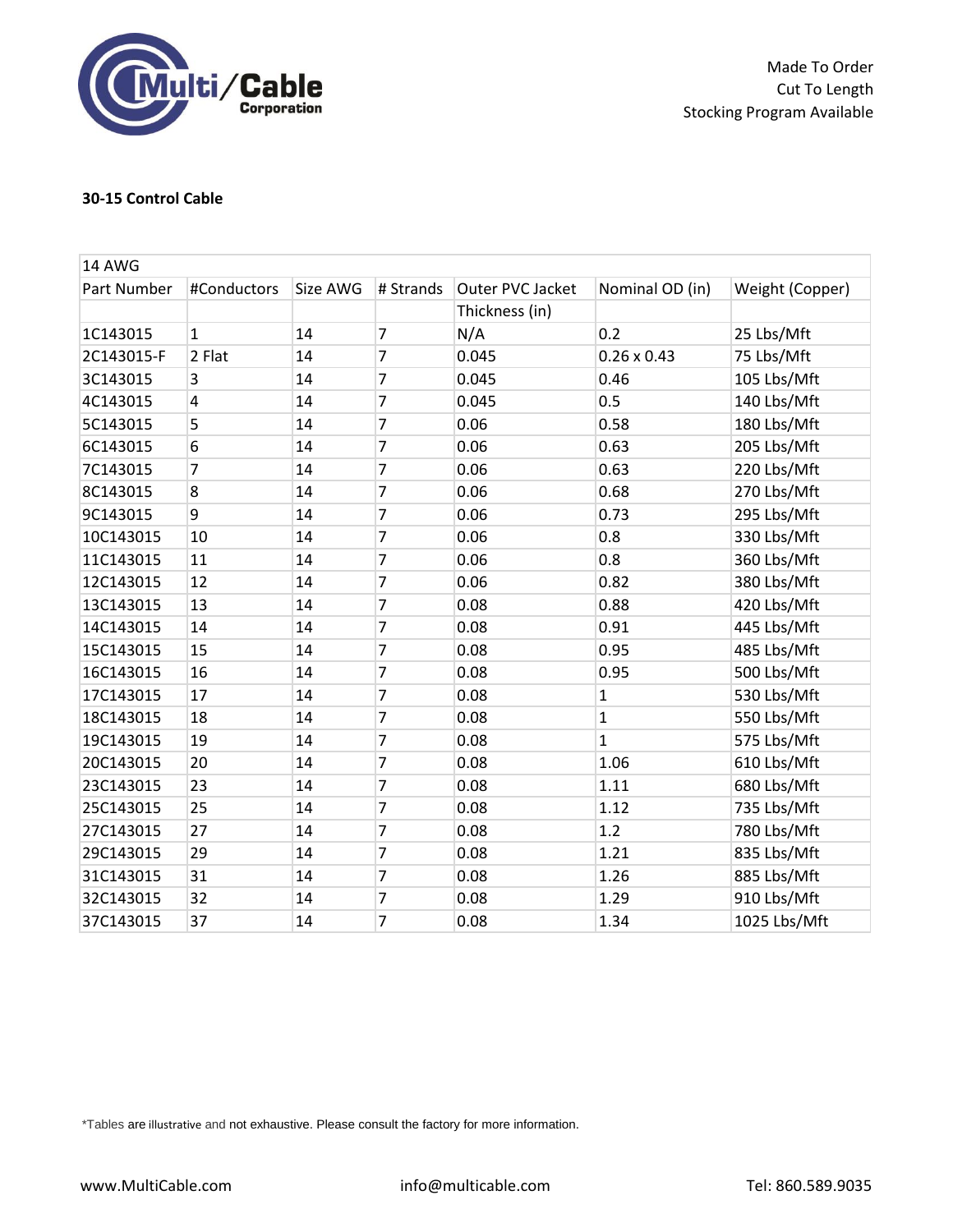Made To Order
Cut To Length
Stocking Program Available

**30-15 Control Cable**

| 14 AWG | | | | | | |
|---|---|---|---|---|---|---|
| Part Number | #Conductors | Size AWG | # Strands | Outer PVC Jacket Thickness (in) | Nominal OD (in) | Weight (Copper) |
| 1C143015 | 1 | 14 | 7 | N/A | 0.2 | 25 Lbs/Mft |
| 2C143015-F | 2 Flat | 14 | 7 | 0.045 | 0.26 x 0.43 | 75 Lbs/Mft |
| 3C143015 | 3 | 14 | 7 | 0.045 | 0.46 | 105 Lbs/Mft |
| 4C143015 | 4 | 14 | 7 | 0.045 | 0.5 | 140 Lbs/Mft |
| 5C143015 | 5 | 14 | 7 | 0.06 | 0.58 | 180 Lbs/Mft |
| 6C143015 | 6 | 14 | 7 | 0.06 | 0.63 | 205 Lbs/Mft |
| 7C143015 | 7 | 14 | 7 | 0.06 | 0.63 | 220 Lbs/Mft |
| 8C143015 | 8 | 14 | 7 | 0.06 | 0.68 | 270 Lbs/Mft |
| 9C143015 | 9 | 14 | 7 | 0.06 | 0.73 | 295 Lbs/Mft |
| 10C143015 | 10 | 14 | 7 | 0.06 | 0.8 | 330 Lbs/Mft |
| 11C143015 | 11 | 14 | 7 | 0.06 | 0.8 | 360 Lbs/Mft |
| 12C143015 | 12 | 14 | 7 | 0.06 | 0.82 | 380 Lbs/Mft |
| 13C143015 | 13 | 14 | 7 | 0.08 | 0.88 | 420 Lbs/Mft |
| 14C143015 | 14 | 14 | 7 | 0.08 | 0.91 | 445 Lbs/Mft |
| 15C143015 | 15 | 14 | 7 | 0.08 | 0.95 | 485 Lbs/Mft |
| 16C143015 | 16 | 14 | 7 | 0.08 | 0.95 | 500 Lbs/Mft |
| 17C143015 | 17 | 14 | 7 | 0.08 | 1 | 530 Lbs/Mft |
| 18C143015 | 18 | 14 | 7 | 0.08 | 1 | 550 Lbs/Mft |
| 19C143015 | 19 | 14 | 7 | 0.08 | 1 | 575 Lbs/Mft |
| 20C143015 | 20 | 14 | 7 | 0.08 | 1.06 | 610 Lbs/Mft |
| 23C143015 | 23 | 14 | 7 | 0.08 | 1.11 | 680 Lbs/Mft |
| 25C143015 | 25 | 14 | 7 | 0.08 | 1.12 | 735 Lbs/Mft |
| 27C143015 | 27 | 14 | 7 | 0.08 | 1.2 | 780 Lbs/Mft |
| 29C143015 | 29 | 14 | 7 | 0.08 | 1.21 | 835 Lbs/Mft |
| 31C143015 | 31 | 14 | 7 | 0.08 | 1.26 | 885 Lbs/Mft |
| 32C143015 | 32 | 14 | 7 | 0.08 | 1.29 | 910 Lbs/Mft |
| 37C143015 | 37 | 14 | 7 | 0.08 | 1.34 | 1025 Lbs/Mft |

*Tables are illustrative and not exhaustive. Please consult the factory for more information.

www.MultiCable.com info@multicable.com Tel: 860.589.9035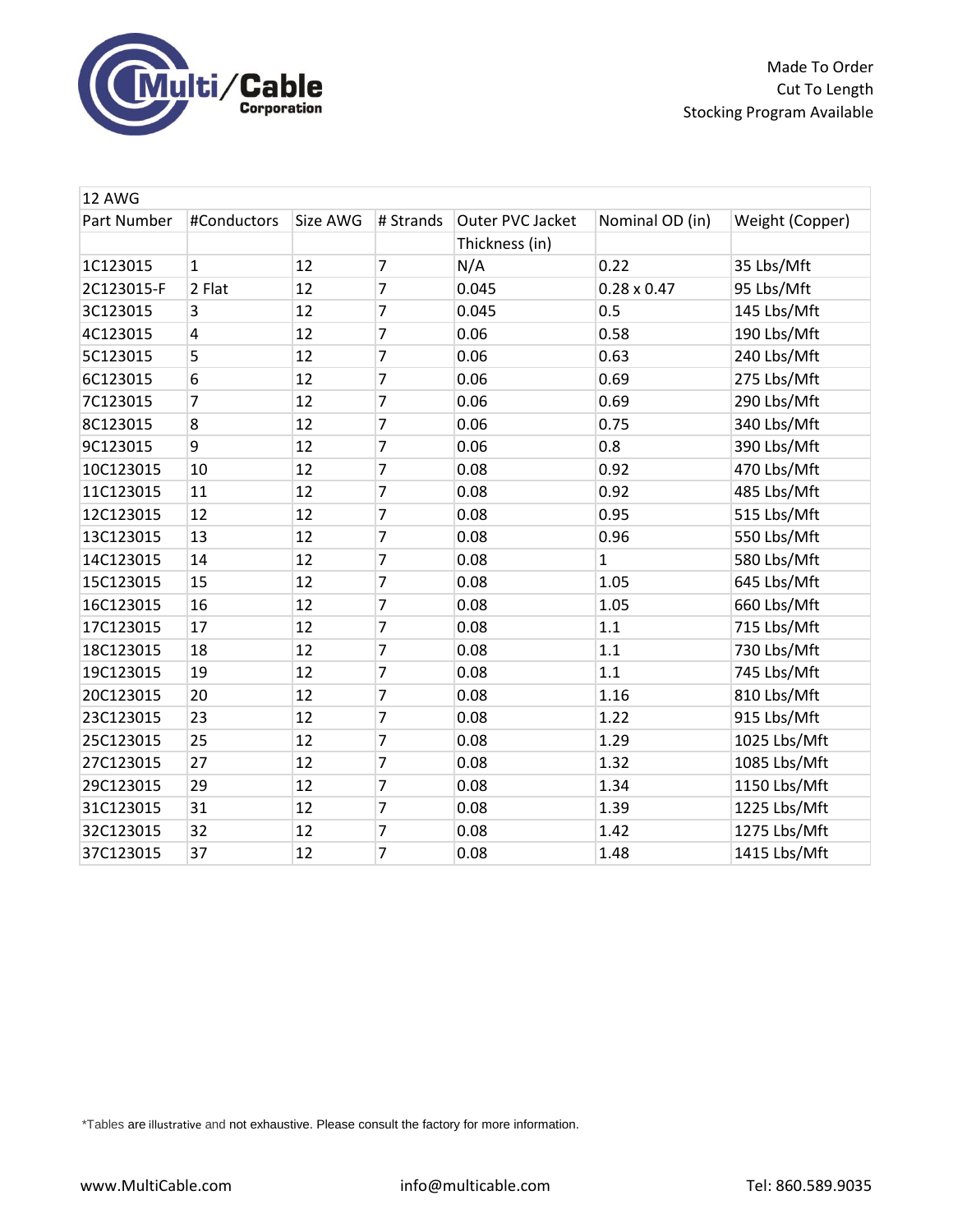Made To Order
Cut To Length
Stocking Program Available

| 12 AWG | | | | | | |
|---|---|---|---|---|---|---|
| Part Number | #Conductors | Size AWG | # Strands | Outer PVC Jacket Thickness (in) | Nominal OD (in) | Weight (Copper) |
| 1C123015 | 1 | 12 | 7 | N/A | 0.22 | 35 Lbs/Mft |
| 2C123015-F | 2 Flat | 12 | 7 | 0.045 | 0.28 x 0.47 | 95 Lbs/Mft |
| 3C123015 | 3 | 12 | 7 | 0.045 | 0.5 | 145 Lbs/Mft |
| 4C123015 | 4 | 12 | 7 | 0.06 | 0.58 | 190 Lbs/Mft |
| 5C123015 | 5 | 12 | 7 | 0.06 | 0.63 | 240 Lbs/Mft |
| 6C123015 | 6 | 12 | 7 | 0.06 | 0.69 | 275 Lbs/Mft |
| 7C123015 | 7 | 12 | 7 | 0.06 | 0.69 | 290 Lbs/Mft |
| 8C123015 | 8 | 12 | 7 | 0.06 | 0.75 | 340 Lbs/Mft |
| 9C123015 | 9 | 12 | 7 | 0.06 | 0.8 | 390 Lbs/Mft |
| 10C123015 | 10 | 12 | 7 | 0.08 | 0.92 | 470 Lbs/Mft |
| 11C123015 | 11 | 12 | 7 | 0.08 | 0.92 | 485 Lbs/Mft |
| 12C123015 | 12 | 12 | 7 | 0.08 | 0.95 | 515 Lbs/Mft |
| 13C123015 | 13 | 12 | 7 | 0.08 | 0.96 | 550 Lbs/Mft |
| 14C123015 | 14 | 12 | 7 | 0.08 | 1 | 580 Lbs/Mft |
| 15C123015 | 15 | 12 | 7 | 0.08 | 1.05 | 645 Lbs/Mft |
| 16C123015 | 16 | 12 | 7 | 0.08 | 1.05 | 660 Lbs/Mft |
| 17C123015 | 17 | 12 | 7 | 0.08 | 1.1 | 715 Lbs/Mft |
| 18C123015 | 18 | 12 | 7 | 0.08 | 1.1 | 730 Lbs/Mft |
| 19C123015 | 19 | 12 | 7 | 0.08 | 1.1 | 745 Lbs/Mft |
| 20C123015 | 20 | 12 | 7 | 0.08 | 1.16 | 810 Lbs/Mft |
| 23C123015 | 23 | 12 | 7 | 0.08 | 1.22 | 915 Lbs/Mft |
| 25C123015 | 25 | 12 | 7 | 0.08 | 1.29 | 1025 Lbs/Mft |
| 27C123015 | 27 | 12 | 7 | 0.08 | 1.32 | 1085 Lbs/Mft |
| 29C123015 | 29 | 12 | 7 | 0.08 | 1.34 | 1150 Lbs/Mft |
| 31C123015 | 31 | 12 | 7 | 0.08 | 1.39 | 1225 Lbs/Mft |
| 32C123015 | 32 | 12 | 7 | 0.08 | 1.42 | 1275 Lbs/Mft |
| 37C123015 | 37 | 12 | 7 | 0.08 | 1.48 | 1415 Lbs/Mft |

*Tables are illustrative and not exhaustive. Please consult the factory for more information.

www.MultiCable.com info@multicable.com Tel: 860.589.9035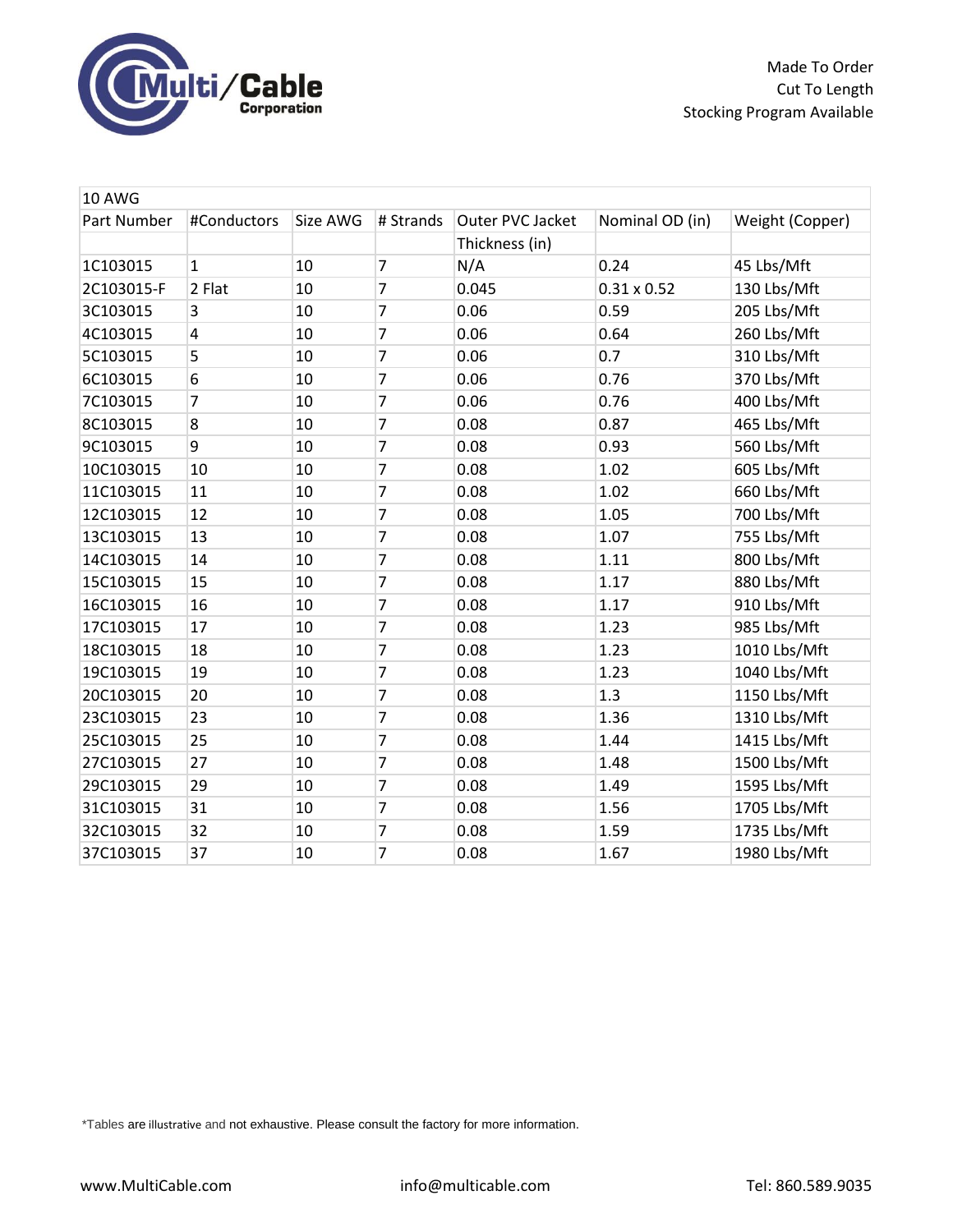Made To Order
Cut To Length
Stocking Program Available

| 10 AWG | | | | | | |
|---|---|---|---|---|---|---|
| Part Number | #Conductors | Size AWG | # Strands | Outer PVC Jacket Thickness (in) | Nominal OD (in) | Weight (Copper) |
| 1C103015 | 1 | 10 | 7 | N/A | 0.24 | 45 Lbs/Mft |
| 2C103015-F | 2 Flat | 10 | 7 | 0.045 | 0.31 x 0.52 | 130 Lbs/Mft |
| 3C103015 | 3 | 10 | 7 | 0.06 | 0.59 | 205 Lbs/Mft |
| 4C103015 | 4 | 10 | 7 | 0.06 | 0.64 | 260 Lbs/Mft |
| 5C103015 | 5 | 10 | 7 | 0.06 | 0.7 | 310 Lbs/Mft |
| 6C103015 | 6 | 10 | 7 | 0.06 | 0.76 | 370 Lbs/Mft |
| 7C103015 | 7 | 10 | 7 | 0.06 | 0.76 | 400 Lbs/Mft |
| 8C103015 | 8 | 10 | 7 | 0.08 | 0.87 | 465 Lbs/Mft |
| 9C103015 | 9 | 10 | 7 | 0.08 | 0.93 | 560 Lbs/Mft |
| 10C103015 | 10 | 10 | 7 | 0.08 | 1.02 | 605 Lbs/Mft |
| 11C103015 | 11 | 10 | 7 | 0.08 | 1.02 | 660 Lbs/Mft |
| 12C103015 | 12 | 10 | 7 | 0.08 | 1.05 | 700 Lbs/Mft |
| 13C103015 | 13 | 10 | 7 | 0.08 | 1.07 | 755 Lbs/Mft |
| 14C103015 | 14 | 10 | 7 | 0.08 | 1.11 | 800 Lbs/Mft |
| 15C103015 | 15 | 10 | 7 | 0.08 | 1.17 | 880 Lbs/Mft |
| 16C103015 | 16 | 10 | 7 | 0.08 | 1.17 | 910 Lbs/Mft |
| 17C103015 | 17 | 10 | 7 | 0.08 | 1.23 | 985 Lbs/Mft |
| 18C103015 | 18 | 10 | 7 | 0.08 | 1.23 | 1010 Lbs/Mft |
| 19C103015 | 19 | 10 | 7 | 0.08 | 1.23 | 1040 Lbs/Mft |
| 20C103015 | 20 | 10 | 7 | 0.08 | 1.3 | 1150 Lbs/Mft |
| 23C103015 | 23 | 10 | 7 | 0.08 | 1.36 | 1310 Lbs/Mft |
| 25C103015 | 25 | 10 | 7 | 0.08 | 1.44 | 1415 Lbs/Mft |
| 27C103015 | 27 | 10 | 7 | 0.08 | 1.48 | 1500 Lbs/Mft |
| 29C103015 | 29 | 10 | 7 | 0.08 | 1.49 | 1595 Lbs/Mft |
| 31C103015 | 31 | 10 | 7 | 0.08 | 1.56 | 1705 Lbs/Mft |
| 32C103015 | 32 | 10 | 7 | 0.08 | 1.59 | 1735 Lbs/Mft |
| 37C103015 | 37 | 10 | 7 | 0.08 | 1.67 | 1980 Lbs/Mft |

*Tables are illustrative and not exhaustive. Please consult the factory for more information.

www.MultiCable.com info@multicable.com Tel: 860.589.9035